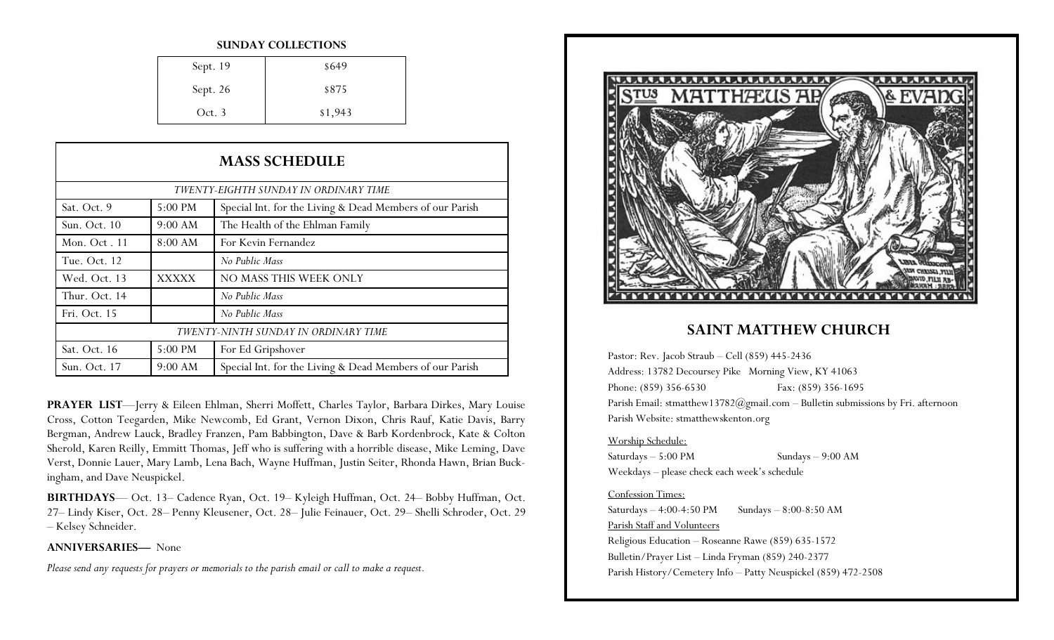**SUNDAY COLLECTIONS**

| Sept. 19 | $649 |
|---|---|
| Sept. 26 | $875 |
| Oct. 3 | $1,943 |

## MASS SCHEDULE

| | | |
|---|---|---|
| *TWENTY-EIGHTH SUNDAY IN ORDINARY TIME* | | |
| Sat. Oct. 9 | 5:00 PM | Special Int. for the Living & Dead Members of our Parish |
| Sun. Oct. 10 | 9:00 AM | The Health of the Ehlman Family |
| Mon. Oct . 11 | 8:00 AM | For Kevin Fernandez |
| Tue. Oct. 12 | | *No Public Mass* |
| Wed. Oct. 13 | XXXXX | NO MASS THIS WEEK ONLY |
| Thur. Oct. 14 | | *No Public Mass* |
| Fri. Oct. 15 | | *No Public Mass* |
| *TWENTY-NINTH SUNDAY IN ORDINARY TIME* | | |
| Sat. Oct. 16 | 5:00 PM | For Ed Gripshover |
| Sun. Oct. 17 | 9:00 AM | Special Int. for the Living & Dead Members of our Parish |

**PRAYER LIST**—Jerry & Eileen Ehlman, Sherri Moffett, Charles Taylor, Barbara Dirkes, Mary Louise Cross, Cotton Teegarden, Mike Newcomb, Ed Grant, Vernon Dixon, Chris Rauf, Katie Davis, Barry Bergman, Andrew Lauck, Bradley Franzen, Pam Babbington, Dave & Barb Kordenbrock, Kate & Colton Sherold, Karen Reilly, Emmitt Thomas, Jeff who is suffering with a horrible disease, Mike Leming, Dave Verst, Donnie Lauer, Mary Lamb, Lena Bach, Wayne Huffman, Justin Seiter, Rhonda Hawn, Brian Buckingham, and Dave Neuspickel.

**BIRTHDAYS**— Oct. 13– Cadence Ryan, Oct. 19– Kyleigh Huffman, Oct. 24– Bobby Huffman, Oct. 27– Lindy Kiser, Oct. 28– Penny Kleusener, Oct. 28– Julie Feinauer, Oct. 29– Shelli Schroder, Oct. 29 – Kelsey Schneider.

**ANNIVERSARIES—** None

*Please send any requests for prayers or memorials to the parish email or call to make a request.*

## SAINT MATTHEW CHURCH

Pastor: Rev. Jacob Straub – Cell (859) 445-2436

Address: 13782 Decoursey Pike Morning View, KY 41063

Phone: (859) 356-6530 Fax: (859) 356-1695

Parish Email: stmatthew13782@gmail.com – Bulletin submissions by Fri. afternoon

Parish Website: stmatthewskenton.org

Worship Schedule:

Saturdays – 5:00 PM Sundays – 9:00 AM

Weekdays – please check each week's schedule

Confession Times:

Saturdays – 4:00-4:50 PM Sundays – 8:00-8:50 AM

Parish Staff and Volunteers

Religious Education – Roseanne Rawe (859) 635-1572

Bulletin/Prayer List – Linda Fryman (859) 240-2377

Parish History/Cemetery Info – Patty Neuspickel (859) 472-2508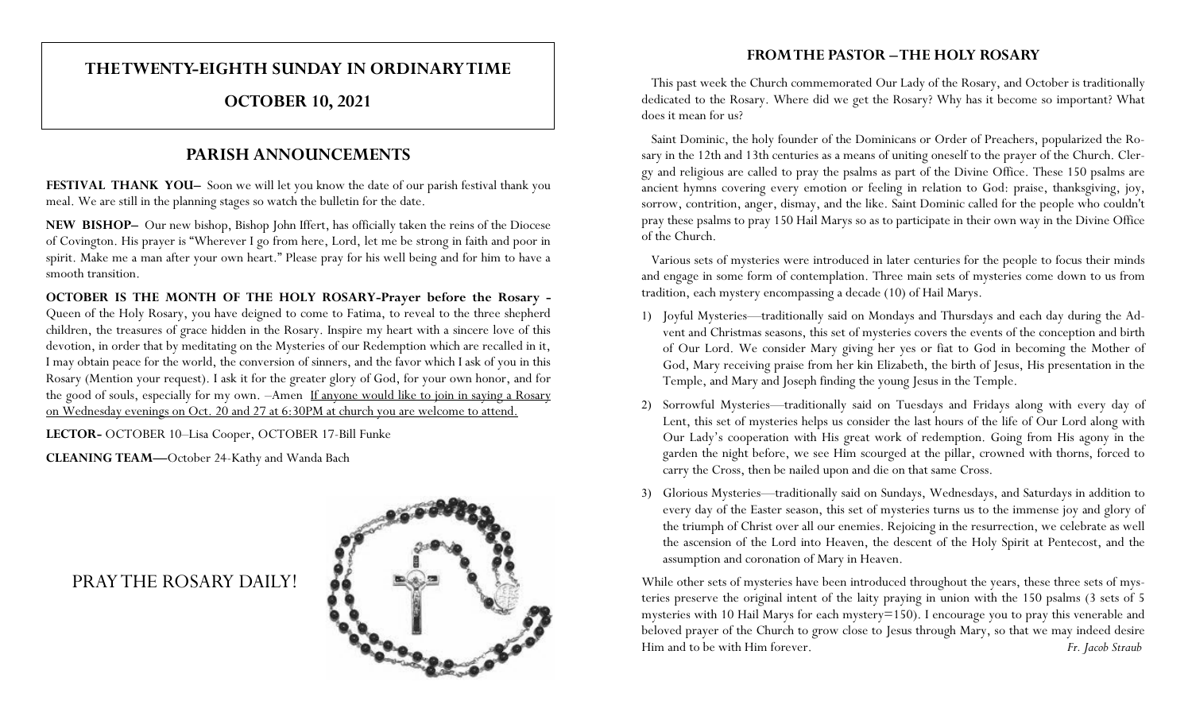# THE TWENTY-EIGHTH SUNDAY IN ORDINARY TIME

## OCTOBER 10, 2021

## PARISH ANNOUNCEMENTS

**FESTIVAL THANK YOU–** Soon we will let you know the date of our parish festival thank you meal. We are still in the planning stages so watch the bulletin for the date.

**NEW BISHOP–** Our new bishop, Bishop John Iffert, has officially taken the reins of the Diocese of Covington. His prayer is "Wherever I go from here, Lord, let me be strong in faith and poor in spirit. Make me a man after your own heart." Please pray for his well being and for him to have a smooth transition.

**OCTOBER IS THE MONTH OF THE HOLY ROSARY-Prayer before the Rosary -** Queen of the Holy Rosary, you have deigned to come to Fatima, to reveal to the three shepherd children, the treasures of grace hidden in the Rosary. Inspire my heart with a sincere love of this devotion, in order that by meditating on the Mysteries of our Redemption which are recalled in it, I may obtain peace for the world, the conversion of sinners, and the favor which I ask of you in this Rosary (Mention your request). I ask it for the greater glory of God, for your own honor, and for the good of souls, especially for my own. –Amen <u>If anyone would like to join in saying a Rosary on Wednesday evenings on Oct. 20 and 27 at 6:30PM at church you are welcome to attend.</u>

**LECTOR-** OCTOBER 10–Lisa Cooper, OCTOBER 17-Bill Funke

**CLEANING TEAM—**October 24-Kathy and Wanda Bach

PRAY THE ROSARY DAILY!

## FROM THE PASTOR – THE HOLY ROSARY

This past week the Church commemorated Our Lady of the Rosary, and October is traditionally dedicated to the Rosary. Where did we get the Rosary? Why has it become so important? What does it mean for us?

Saint Dominic, the holy founder of the Dominicans or Order of Preachers, popularized the Rosary in the 12th and 13th centuries as a means of uniting oneself to the prayer of the Church. Clergy and religious are called to pray the psalms as part of the Divine Office. These 150 psalms are ancient hymns covering every emotion or feeling in relation to God: praise, thanksgiving, joy, sorrow, contrition, anger, dismay, and the like. Saint Dominic called for the people who couldn't pray these psalms to pray 150 Hail Marys so as to participate in their own way in the Divine Office of the Church.

Various sets of mysteries were introduced in later centuries for the people to focus their minds and engage in some form of contemplation. Three main sets of mysteries come down to us from tradition, each mystery encompassing a decade (10) of Hail Marys.

1) Joyful Mysteries—traditionally said on Mondays and Thursdays and each day during the Advent and Christmas seasons, this set of mysteries covers the events of the conception and birth of Our Lord. We consider Mary giving her yes or fiat to God in becoming the Mother of God, Mary receiving praise from her kin Elizabeth, the birth of Jesus, His presentation in the Temple, and Mary and Joseph finding the young Jesus in the Temple.
2) Sorrowful Mysteries—traditionally said on Tuesdays and Fridays along with every day of Lent, this set of mysteries helps us consider the last hours of the life of Our Lord along with Our Lady's cooperation with His great work of redemption. Going from His agony in the garden the night before, we see Him scourged at the pillar, crowned with thorns, forced to carry the Cross, then be nailed upon and die on that same Cross.
3) Glorious Mysteries—traditionally said on Sundays, Wednesdays, and Saturdays in addition to every day of the Easter season, this set of mysteries turns us to the immense joy and glory of the triumph of Christ over all our enemies. Rejoicing in the resurrection, we celebrate as well the ascension of the Lord into Heaven, the descent of the Holy Spirit at Pentecost, and the assumption and coronation of Mary in Heaven.

While other sets of mysteries have been introduced throughout the years, these three sets of mysteries preserve the original intent of the laity praying in union with the 150 psalms (3 sets of 5 mysteries with 10 Hail Marys for each mystery=150). I encourage you to pray this venerable and beloved prayer of the Church to grow close to Jesus through Mary, so that we may indeed desire Him and to be with Him forever. *Fr. Jacob Straub*